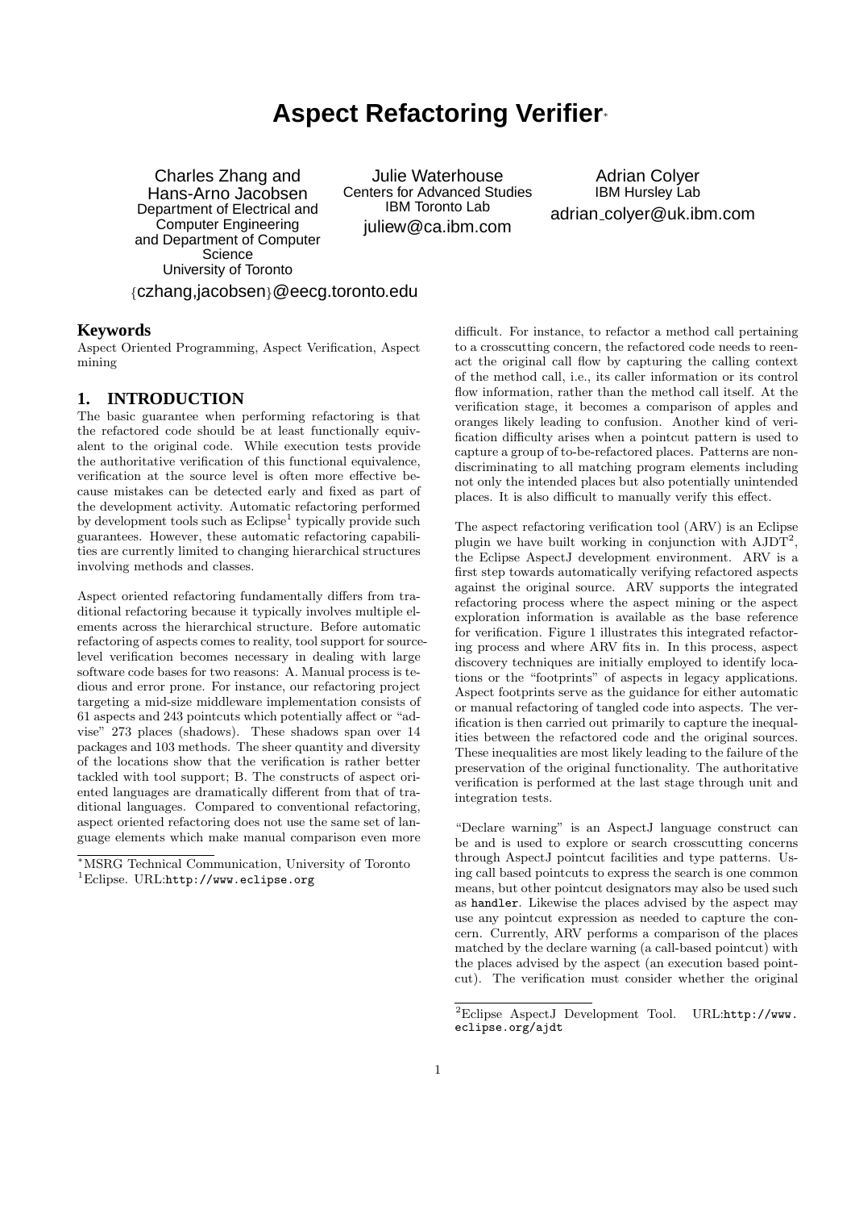# Aspect Refactoring Verifier*

Charles Zhang and Hans-Arno Jacobsen
Department of Electrical and Computer Engineering and Department of Computer Science
University of Toronto
{czhang,jacobsen}@eecg.toronto.edu

Julie Waterhouse
Centers for Advanced Studies
IBM Toronto Lab
juliew@ca.ibm.com

Adrian Colyer
IBM Hursley Lab
adrian_colyer@uk.ibm.com

## Keywords

Aspect Oriented Programming, Aspect Verification, Aspect mining

## 1. INTRODUCTION

The basic guarantee when performing refactoring is that the refactored code should be at least functionally equivalent to the original code. While execution tests provide the authoritative verification of this functional equivalence, verification at the source level is often more effective because mistakes can be detected early and fixed as part of the development activity. Automatic refactoring performed by development tools such as Eclipse[1] typically provide such guarantees. However, these automatic refactoring capabilities are currently limited to changing hierarchical structures involving methods and classes.

Aspect oriented refactoring fundamentally differs from traditional refactoring because it typically involves multiple elements across the hierarchical structure. Before automatic refactoring of aspects comes to reality, tool support for source-level verification becomes necessary in dealing with large software code bases for two reasons: A. Manual process is tedious and error prone. For instance, our refactoring project targeting a mid-size middleware implementation consists of 61 aspects and 243 pointcuts which potentially affect or "advise" 273 places (shadows). These shadows span over 14 packages and 103 methods. The sheer quantity and diversity of the locations show that the verification is rather better tackled with tool support; B. The constructs of aspect oriented languages are dramatically different from that of traditional languages. Compared to conventional refactoring, aspect oriented refactoring does not use the same set of language elements which make manual comparison even more difficult. For instance, to refactor a method call pertaining to a crosscutting concern, the refactored code needs to reenact the original call flow by capturing the calling context of the method call, i.e., its caller information or its control flow information, rather than the method call itself. At the verification stage, it becomes a comparison of apples and oranges likely leading to confusion. Another kind of verification difficulty arises when a pointcut pattern is used to capture a group of to-be-refactored places. Patterns are non-discriminating to all matching program elements including not only the intended places but also potentially unintended places. It is also difficult to manually verify this effect.

The aspect refactoring verification tool (ARV) is an Eclipse plugin we have built working in conjunction with AJDT[2], the Eclipse AspectJ development environment. ARV is a first step towards automatically verifying refactored aspects against the original source. ARV supports the integrated refactoring process where the aspect mining or the aspect exploration information is available as the base reference for verification. Figure 1 illustrates this integrated refactoring process and where ARV fits in. In this process, aspect discovery techniques are initially employed to identify locations or the "footprints" of aspects in legacy applications. Aspect footprints serve as the guidance for either automatic or manual refactoring of tangled code into aspects. The verification is then carried out primarily to capture the inequalities between the refactored code and the original sources. These inequalities are most likely leading to the failure of the preservation of the original functionality. The authoritative verification is performed at the last stage through unit and integration tests.

"Declare warning" is an AspectJ language construct can be and is used to explore or search crosscutting concerns through AspectJ pointcut facilities and type patterns. Using call based pointcuts to express the search is one common means, but other pointcut designators may also be used such as `handler`. Likewise the places advised by the aspect may use any pointcut expression as needed to capture the concern. Currently, ARV performs a comparison of the places matched by the declare warning (a call-based pointcut) with the places advised by the aspect (an execution based pointcut). The verification must consider whether the original

*MSRG Technical Communication, University of Toronto

[1]Eclipse. URL:http://www.eclipse.org

[2]Eclipse AspectJ Development Tool. URL:http://www.eclipse.org/ajdt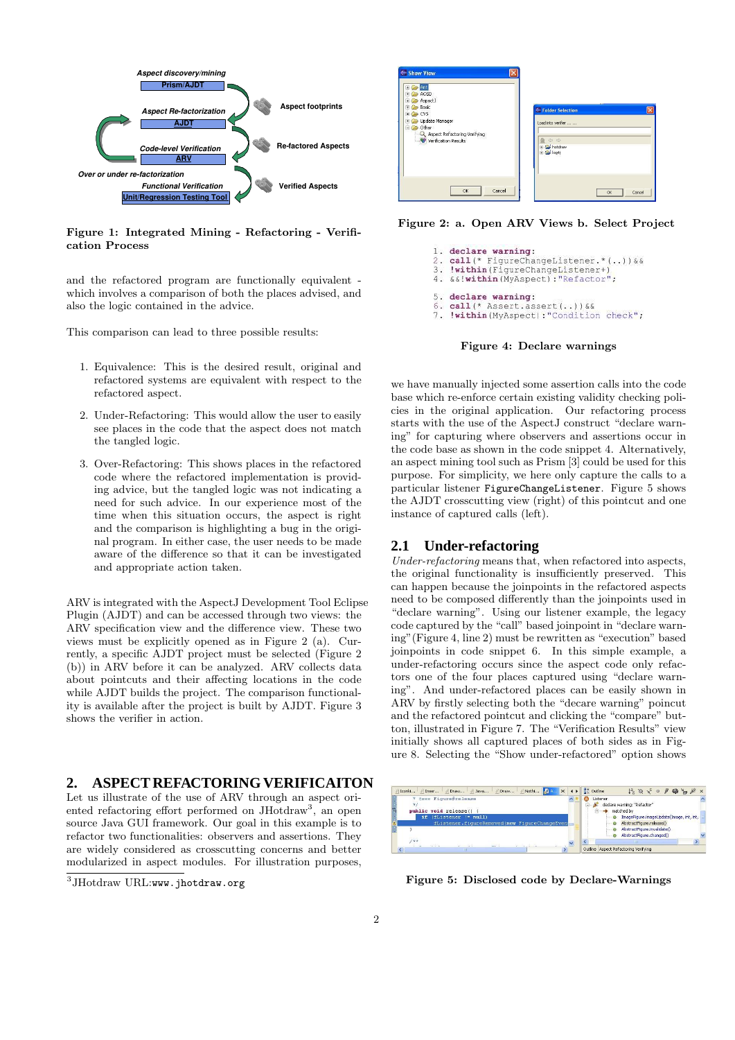Figure 1: Integrated Mining - Refactoring - Verification Process

and the refactored program are functionally equivalent - which involves a comparison of both the places advised, and also the logic contained in the advice.

This comparison can lead to three possible results:

1. Equivalence: This is the desired result, original and refactored systems are equivalent with respect to the refactored aspect.
2. Under-Refactoring: This would allow the user to easily see places in the code that the aspect does not match the tangled logic.
3. Over-Refactoring: This shows places in the refactored code where the refactored implementation is providing advice, but the tangled logic was not indicating a need for such advice. In our experience most of the time when this situation occurs, the aspect is right and the comparison is highlighting a bug in the original program. In either case, the user needs to be made aware of the difference so that it can be investigated and appropriate action taken.

ARV is integrated with the AspectJ Development Tool Eclipse Plugin (AJDT) and can be accessed through two views: the ARV specification view and the difference view. These two views must be explicitly opened as in Figure 2 (a). Currently, a specific AJDT project must be selected (Figure 2 (b)) in ARV before it can be analyzed. ARV collects data about pointcuts and their affecting locations in the code while AJDT builds the project. The comparison functionality is available after the project is built by AJDT. Figure 3 shows the verifier in action.

## 2. ASPECT REFACTORING VERIFICAITON

Let us illustrate of the use of ARV through an aspect oriented refactoring effort performed on JHotdraw[3], an open source Java GUI framework. Our goal in this example is to refactor two functionalities: observers and assertions. They are widely considered as crosscutting concerns and better modularized in aspect modules. For illustration purposes,

[3] JHotdraw URL:www.jhotdraw.org

Figure 2: a. Open ARV Views b. Select Project

```
1. declare warning:
2. call(* FigureChangeListener.*(..))&&
3. !within(FigureChangeListener+)
4. &&!within(MyAspect):"Refactor";

5. declare warning:
6. call(* Assert.assert(..))&&
7. !within(MyAspect):"Condition check";
```

Figure 4: Declare warnings

we have manually injected some assertion calls into the code base which re-enforce certain existing validity checking policies in the original application. Our refactoring process starts with the use of the AspectJ construct "declare warning" for capturing where observers and assertions occur in the code base as shown in the code snippet 4. Alternatively, an aspect mining tool such as Prism [3] could be used for this purpose. For simplicity, we here only capture the calls to a particular listener `FigureChangeListener`. Figure 5 shows the AJDT crosscutting view (right) of this pointcut and one instance of captured calls (left).

### 2.1 Under-refactoring

*Under-refactoring* means that, when refactored into aspects, the original functionality is insufficiently preserved. This can happen because the joinpoints in the refactored aspects need to be composed differently than the joinpoints used in "declare warning". Using our listener example, the legacy code captured by the "call" based joinpoint in "declare warning"(Figure 4, line 2) must be rewritten as "execution" based joinpoints in code snippet 6. In this simple example, a under-refactoring occurs since the aspect code only refactors one of the four places captured using "declare warning". And under-refactored places can be easily shown in ARV by firstly selecting both the "decare warning" pointcut and the refactored pointcut and clicking the "compare" button, illustrated in Figure 7. The "Verification Results" view initially shows all captured places of both sides as in Figure 8. Selecting the "Show under-refactored" option shows

Figure 5: Disclosed code by Declare-Warnings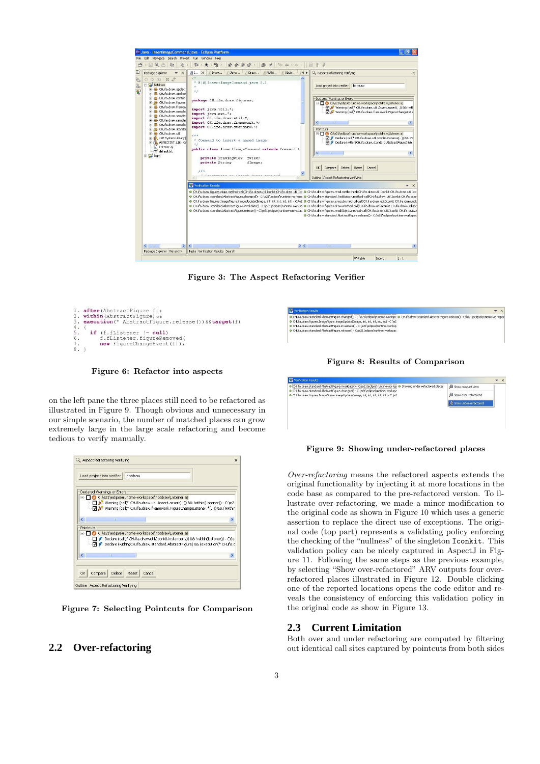Figure 3: The Aspect Refactoring Verifier

```
1. after(AbstractFigure f):
2. within(AbstractFigure) &&
3. execution(* AbstractFigure.release())&&target(f)
4. {
5.    if (f.fListener != null)
6.       f.fListener.figureRemoved(
7.       new FigureChangeEvent(f));
8. }
```

Figure 6: Refactor into aspects

on the left pane the three places still need to be refactored as illustrated in Figure 9. Though obvious and unnecessary in our simple scenario, the number of matched places can grow extremely large in the large scale refactoring and become tedious to verify manually.

Figure 7: Selecting Pointcuts for Comparison

## 2.2 Over-refactoring

Figure 8: Results of Comparison

Figure 9: Showing under-refactored places

*Over-refactoring* means the refactored aspects extends the original functionality by injecting it at more locations in the code base as compared to the pre-refactored version. To illustrate over-refactoring, we made a minor modification to the original code as shown in Figure 10 which uses a generic assertion to replace the direct use of exceptions. The original code (top part) represents a validating policy enforcing the checking of the "nullness" of the singleton `Iconkit`. This validation policy can be nicely captured in AspectJ in Figure 11. Following the same steps as the previous example, by selecting "Show over-refactored" ARV outputs four over-refactored places illustrated in Figure 12. Double clicking one of the reported locations opens the code editor and reveals the consistency of enforcing this validation policy in the original code as show in Figure 13.

## 2.3 Current Limitation

Both over and under refactoring are computed by filtering out identical call sites captured by pointcuts from both sides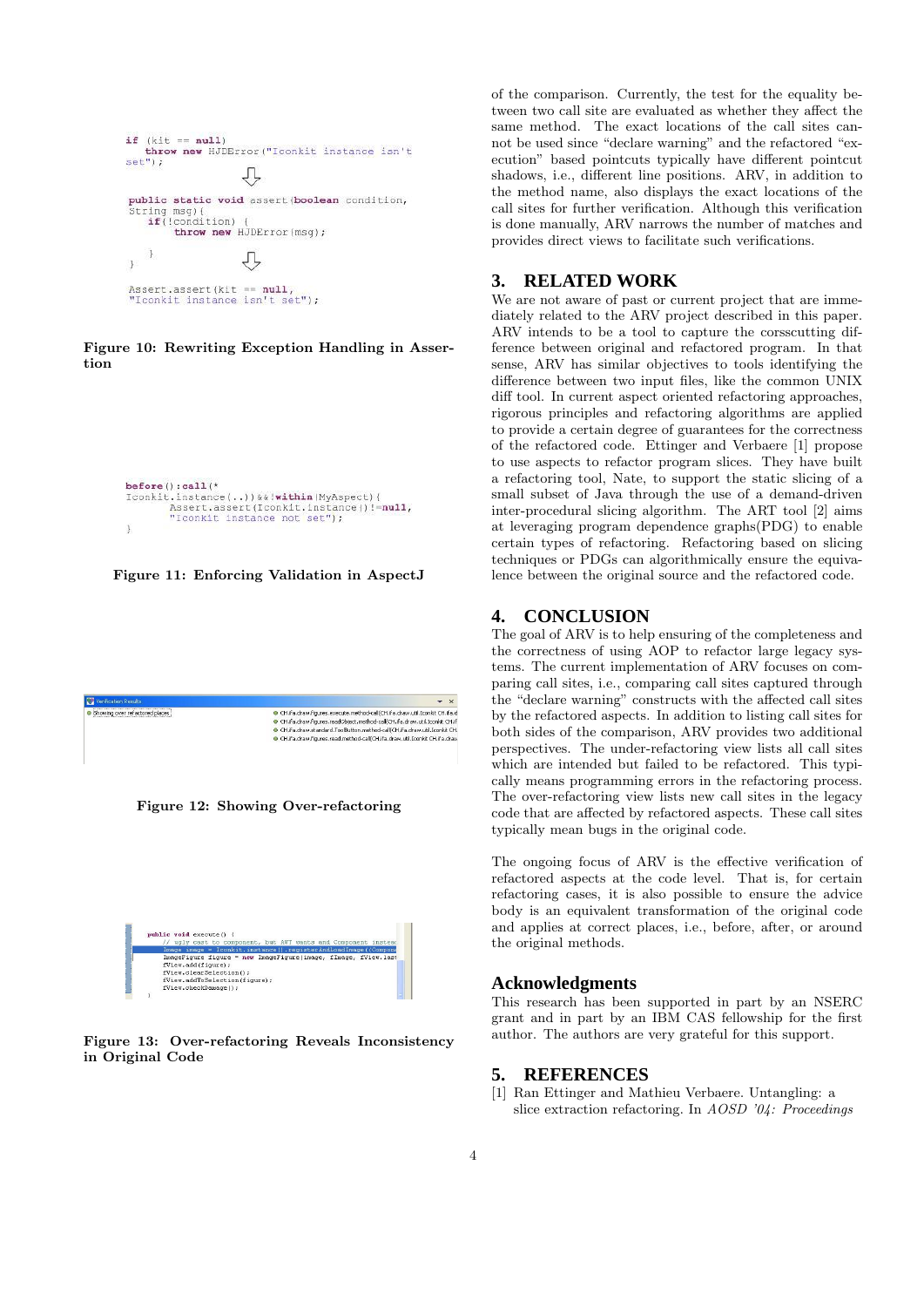```
if (kit == null)
    throw new HJDError("Iconkit instance isn't set");
```

```
public static void assert(boolean condition, String msg){
    if(!condition) {
        throw new HJDError(msg);
    }
}
```

```
Assert.assert(kit == null, "Iconkit instance isn't set");
```

**Figure 10: Rewriting Exception Handling in Assertion**

```
before():call(* Iconkit.instance(..))&&!within(MyAspect){
        Assert.assert(Iconkit.instance()!=null, "Iconkit instance not set");
}
```

**Figure 11: Enforcing Validation in AspectJ**

**Figure 12: Showing Over-refactoring**

```
public void execute() {
    // ugly cast to component, but AWT wants and Component instea
    Image image = Iconkit.instance().registerAndLoadImage((Compon
    ImageFigure figure = new ImageFigure(image, fImage, fView.las
    fView.add(figure);
    fView.clearSelection();
    fView.addToSelection(figure);
    fView.checkDamage();
}
```

**Figure 13: Over-refactoring Reveals Inconsistency in Original Code**

of the comparison. Currently, the test for the equality between two call site are evaluated as whether they affect the same method. The exact locations of the call sites cannot be used since "declare warning" and the refactored "execution" based pointcuts typically have different pointcut shadows, i.e., different line positions. ARV, in addition to the method name, also displays the exact locations of the call sites for further verification. Although this verification is done manually, ARV narrows the number of matches and provides direct views to facilitate such verifications.

## 3. RELATED WORK

We are not aware of past or current project that are immediately related to the ARV project described in this paper. ARV intends to be a tool to capture the corsscutting difference between original and refactored program. In that sense, ARV has similar objectives to tools identifying the difference between two input files, like the common UNIX diff tool. In current aspect oriented refactoring approaches, rigorous principles and refactoring algorithms are applied to provide a certain degree of guarantees for the correctness of the refactored code. Ettinger and Verbaere [1] propose to use aspects to refactor program slices. They have built a refactoring tool, Nate, to support the static slicing of a small subset of Java through the use of a demand-driven inter-procedural slicing algorithm. The ART tool [2] aims at leveraging program dependence graphs(PDG) to enable certain types of refactoring. Refactoring based on slicing techniques or PDGs can algorithmically ensure the equivalence between the original source and the refactored code.

## 4. CONCLUSION

The goal of ARV is to help ensuring of the completeness and the correctness of using AOP to refactor large legacy systems. The current implementation of ARV focuses on comparing call sites, i.e., comparing call sites captured through the "declare warning" constructs with the affected call sites by the refactored aspects. In addition to listing call sites for both sides of the comparison, ARV provides two additional perspectives. The under-refactoring view lists all call sites which are intended but failed to be refactored. This typically means programming errors in the refactoring process. The over-refactoring view lists new call sites in the legacy code that are affected by refactored aspects. These call sites typically mean bugs in the original code.

The ongoing focus of ARV is the effective verification of refactored aspects at the code level. That is, for certain refactoring cases, it is also possible to ensure the advice body is an equivalent transformation of the original code and applies at correct places, i.e., before, after, or around the original methods.

## Acknowledgments

This research has been supported in part by an NSERC grant and in part by an IBM CAS fellowship for the first author. The authors are very grateful for this support.

## 5. REFERENCES

[1] Ran Ettinger and Mathieu Verbaere. Untangling: a slice extraction refactoring. In *AOSD '04: Proceedings*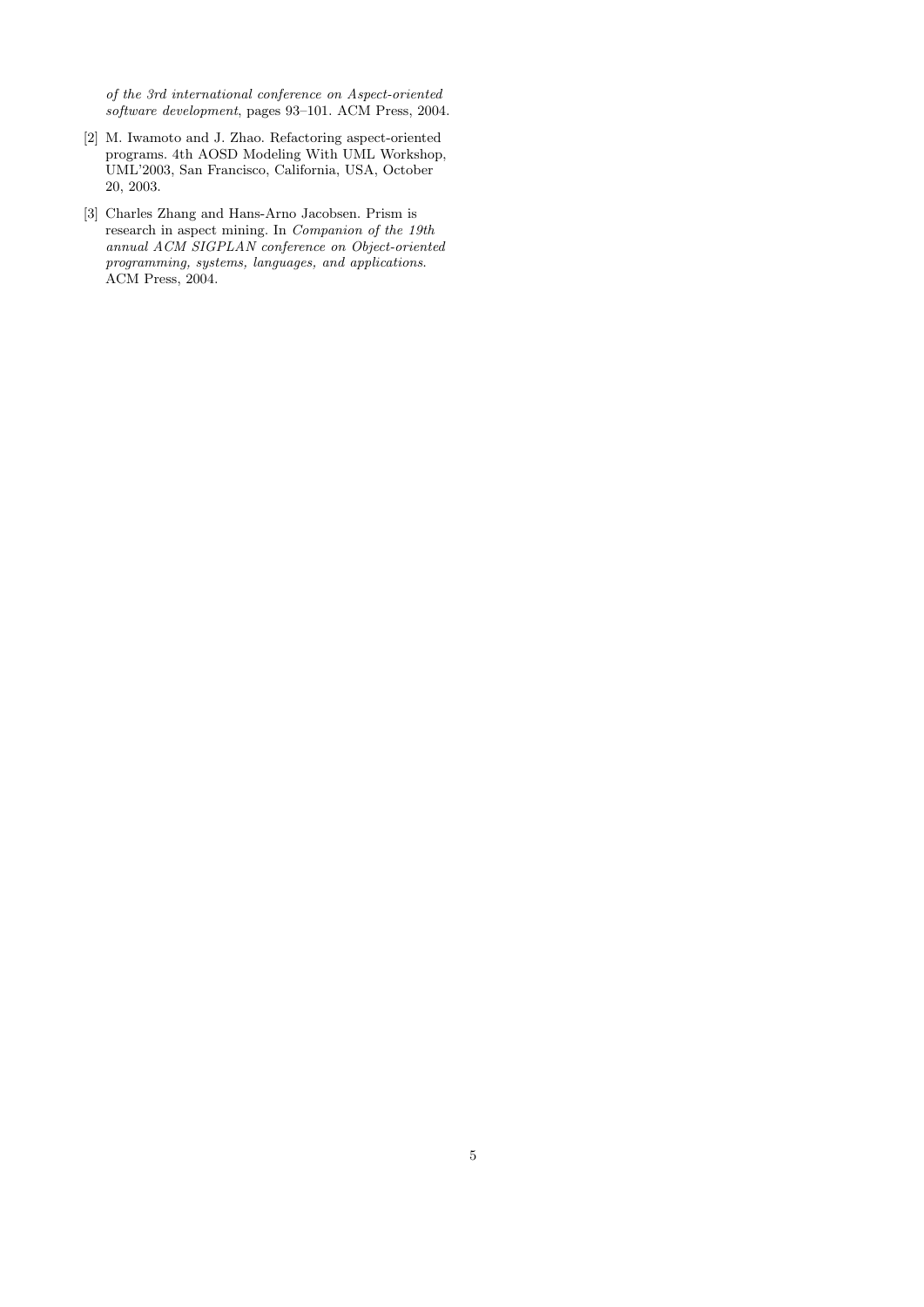*of the 3rd international conference on Aspect-oriented software development*, pages 93–101. ACM Press, 2004.

[2] M. Iwamoto and J. Zhao. Refactoring aspect-oriented programs. 4th AOSD Modeling With UML Workshop, UML'2003, San Francisco, California, USA, October 20, 2003.

[3] Charles Zhang and Hans-Arno Jacobsen. Prism is research in aspect mining. In *Companion of the 19th annual ACM SIGPLAN conference on Object-oriented programming, systems, languages, and applications*. ACM Press, 2004.